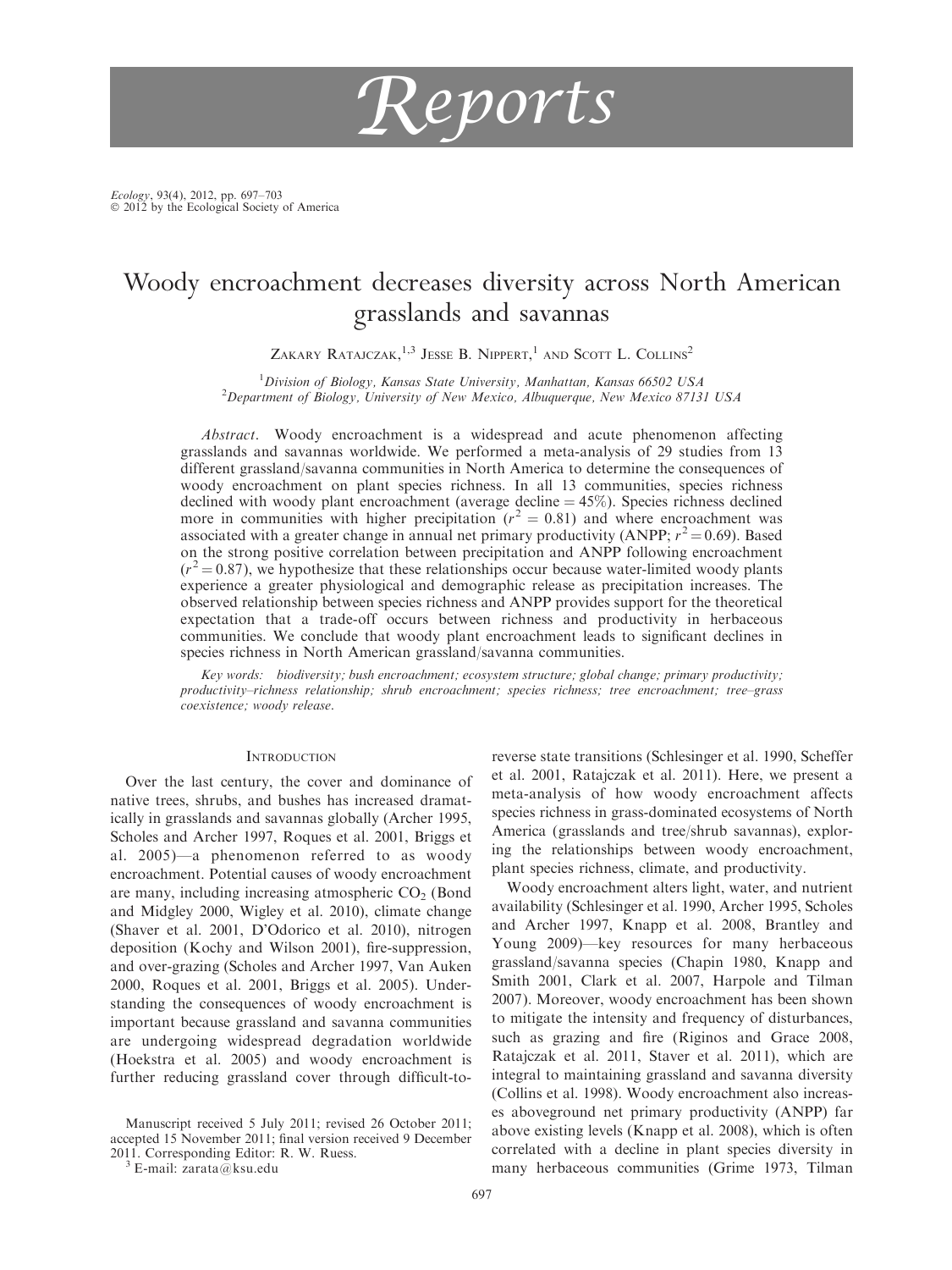# Reports

# Woody encroachment decreases diversity across North American grasslands and savannas

Zakary Ratajczak,[1,3] Jesse B. Nippert,[1] and Scott L. Collins[2]

[1]*Division of Biology, Kansas State University, Manhattan, Kansas 66502 USA*
[2]*Department of Biology, University of New Mexico, Albuquerque, New Mexico 87131 USA*

*Abstract*. Woody encroachment is a widespread and acute phenomenon affecting grasslands and savannas worldwide. We performed a meta-analysis of 29 studies from 13 different grassland/savanna communities in North America to determine the consequences of woody encroachment on plant species richness. In all 13 communities, species richness declined with woody plant encroachment (average decline = 45%). Species richness declined more in communities with higher precipitation ($r^2 = 0.81$) and where encroachment was associated with a greater change in annual net primary productivity (ANPP; $r^2 = 0.69$). Based on the strong positive correlation between precipitation and ANPP following encroachment ($r^2 = 0.87$), we hypothesize that these relationships occur because water-limited woody plants experience a greater physiological and demographic release as precipitation increases. The observed relationship between species richness and ANPP provides support for the theoretical expectation that a trade-off occurs between richness and productivity in herbaceous communities. We conclude that woody plant encroachment leads to significant declines in species richness in North American grassland/savanna communities.

*Key words:* biodiversity; bush encroachment; ecosystem structure; global change; primary productivity; productivity–richness relationship; shrub encroachment; species richness; tree encroachment; tree–grass coexistence; woody release.

## Introduction

Over the last century, the cover and dominance of native trees, shrubs, and bushes has increased dramatically in grasslands and savannas globally (Archer 1995, Scholes and Archer 1997, Roques et al. 2001, Briggs et al. 2005)—a phenomenon referred to as woody encroachment. Potential causes of woody encroachment are many, including increasing atmospheric $CO_2$ (Bond and Midgley 2000, Wigley et al. 2010), climate change (Shaver et al. 2001, D'Odorico et al. 2010), nitrogen deposition (Kochy and Wilson 2001), fire-suppression, and over-grazing (Scholes and Archer 1997, Van Auken 2000, Roques et al. 2001, Briggs et al. 2005). Understanding the consequences of woody encroachment is important because grassland and savanna communities are undergoing widespread degradation worldwide (Hoekstra et al. 2005) and woody encroachment is further reducing grassland cover through difficult-to-reverse state transitions (Schlesinger et al. 1990, Scheffer et al. 2001, Ratajczak et al. 2011). Here, we present a meta-analysis of how woody encroachment affects species richness in grass-dominated ecosystems of North America (grasslands and tree/shrub savannas), exploring the relationships between woody encroachment, plant species richness, climate, and productivity.

Woody encroachment alters light, water, and nutrient availability (Schlesinger et al. 1990, Scholes and Archer 1997, Knapp et al. 2008, Brantley and Young 2009)—key resources for many herbaceous grassland/savanna species (Chapin 1980, Knapp and Smith 2001, Clark et al. 2007, Harpole and Tilman 2007). Moreover, woody encroachment has been shown to mitigate the intensity and frequency of disturbances, such as grazing and fire (Riginos and Grace 2008, Ratajczak et al. 2011, Staver et al. 2011), which are integral to maintaining grassland and savanna diversity (Collins et al. 1998). Woody encroachment also increases aboveground net primary productivity (ANPP) far above existing levels (Knapp et al. 2008), which is often correlated with a decline in plant species diversity in many herbaceous communities (Grime 1973, Tilman

Manuscript received 5 July 2011; revised 26 October 2011; accepted 15 November 2011; final version received 9 December 2011. Corresponding Editor: R. W. Ruess.

[3] E-mail: zarata@ksu.edu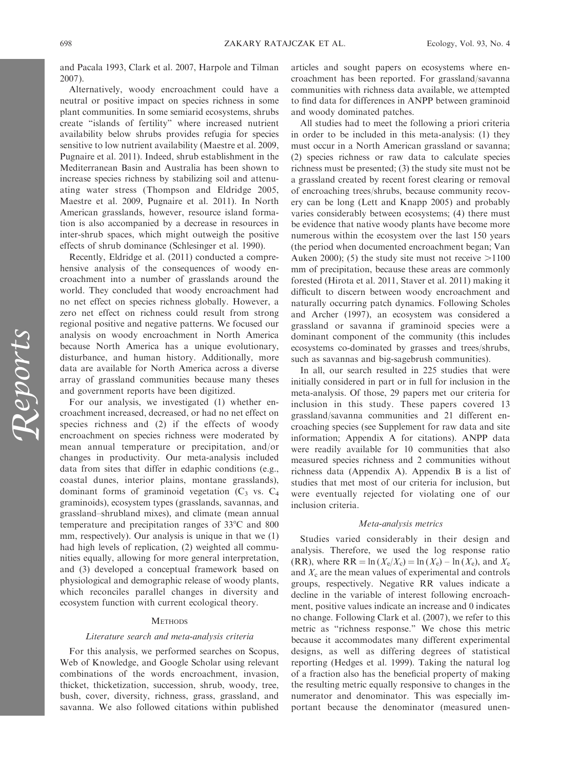and Pacala 1993, Clark et al. 2007, Harpole and Tilman 2007).

Alternatively, woody encroachment could have a neutral or positive impact on species richness in some plant communities. In some semiarid ecosystems, shrubs create "islands of fertility" where increased nutrient availability below shrubs provides refugia for species sensitive to low nutrient availability (Maestre et al. 2009, Pugnaire et al. 2011). Indeed, shrub establishment in the Mediterranean Basin and Australia has been shown to increase species richness by stabilizing soil and attenuating water stress (Thompson and Eldridge 2005, Maestre et al. 2009, Pugnaire et al. 2011). In North American grasslands, however, resource island formation is also accompanied by a decrease in resources in inter-shrub spaces, which might outweigh the positive effects of shrub dominance (Schlesinger et al. 1990).

Recently, Eldridge et al. (2011) conducted a comprehensive analysis of the consequences of woody encroachment into a number of grasslands around the world. They concluded that woody encroachment had no net effect on species richness globally. However, a zero net effect on richness could result from strong regional positive and negative patterns. We focused our analysis on woody encroachment in North America because North America has a unique evolutionary, disturbance, and human history. Additionally, more data are available for North America across a diverse array of grassland communities because many theses and government reports have been digitized.

For our analysis, we investigated (1) whether encroachment increased, decreased, or had no net effect on species richness and (2) if the effects of woody encroachment on species richness were moderated by mean annual temperature or precipitation, and/or changes in productivity. Our meta-analysis included data from sites that differ in edaphic conditions (e.g., coastal dunes, interior plains, montane grasslands), dominant forms of graminoid vegetation ($C_3$ vs. $C_4$ graminoids), ecosystem types (grasslands, savannas, and grassland–shrubland mixes), and climate (mean annual temperature and precipitation ranges of 33°C and 800 mm, respectively). Our analysis is unique in that we (1) had high levels of replication, (2) weighted all communities equally, allowing for more general interpretation, and (3) developed a conceptual framework based on physiological and demographic release of woody plants, which reconciles parallel changes in diversity and ecosystem function with current ecological theory.

## Methods

### *Literature search and meta-analysis criteria*

For this analysis, we performed searches on Scopus, Web of Knowledge, and Google Scholar using relevant combinations of the words encroachment, invasion, thicket, thicketization, succession, shrub, woody, tree, bush, cover, diversity, richness, grass, grassland, and savanna. We also followed citations within published articles and sought papers on ecosystems where encroachment has been reported. For grassland/savanna communities with richness data available, we attempted to find data for differences in ANPP between graminoid and woody dominated patches.

All studies had to meet the following a priori criteria in order to be included in this meta-analysis: (1) they must occur in a North American grassland or savanna; (2) species richness or raw data to calculate species richness must be presented; (3) the study site must not be a grassland created by recent forest clearing or removal of encroaching trees/shrubs, because community recovery can be long (Lett and Knapp 2005) and probably varies considerably between ecosystems; (4) there must be evidence that native woody plants have become more numerous within the ecosystem over the last 150 years (the period when documented encroachment began; Van Auken 2000); (5) the study site must not receive >1100 mm of precipitation, because these areas are commonly forested (Hirota et al. 2011, Staver et al. 2011) making it difficult to discern between woody encroachment and naturally occurring patch dynamics. Following Scholes and Archer (1997), an ecosystem was considered a grassland or savanna if graminoid species were a dominant component of the community (this includes ecosystems co-dominated by grasses and trees/shrubs, such as savannas and big-sagebrush communities).

In all, our search resulted in 225 studies that were initially considered in part or in full for inclusion in the meta-analysis. Of those, 29 papers met our criteria for inclusion in this study. These papers covered 13 grassland/savanna communities and 21 different encroaching species (see Supplement for raw data and site information; Appendix A for citations). ANPP data were readily available for 10 communities that also measured species richness and 2 communities without richness data (Appendix A). Appendix B is a list of studies that met most of our criteria for inclusion, but were eventually rejected for violating one of our inclusion criteria.

### *Meta-analysis metrics*

Studies varied considerably in their design and analysis. Therefore, we used the log response ratio (RR), where $\mathrm{RR} = \ln(X_e/X_c) = \ln(X_e) - \ln(X_c)$, and $X_e$ and $X_c$ are the mean values of experimental and controls groups, respectively. Negative RR values indicate a decline in the variable of interest following encroachment, positive values indicate an increase and 0 indicates no change. Following Clark et al. (2007), we refer to this metric as "richness response." We chose this metric because it accommodates many different experimental designs, as well as differing degrees of statistical reporting (Hedges et al. 1999). Taking the natural log of a fraction also has the beneficial property of making the resulting metric equally responsive to changes in the numerator and denominator. This was especially important because the denominator (measured unen-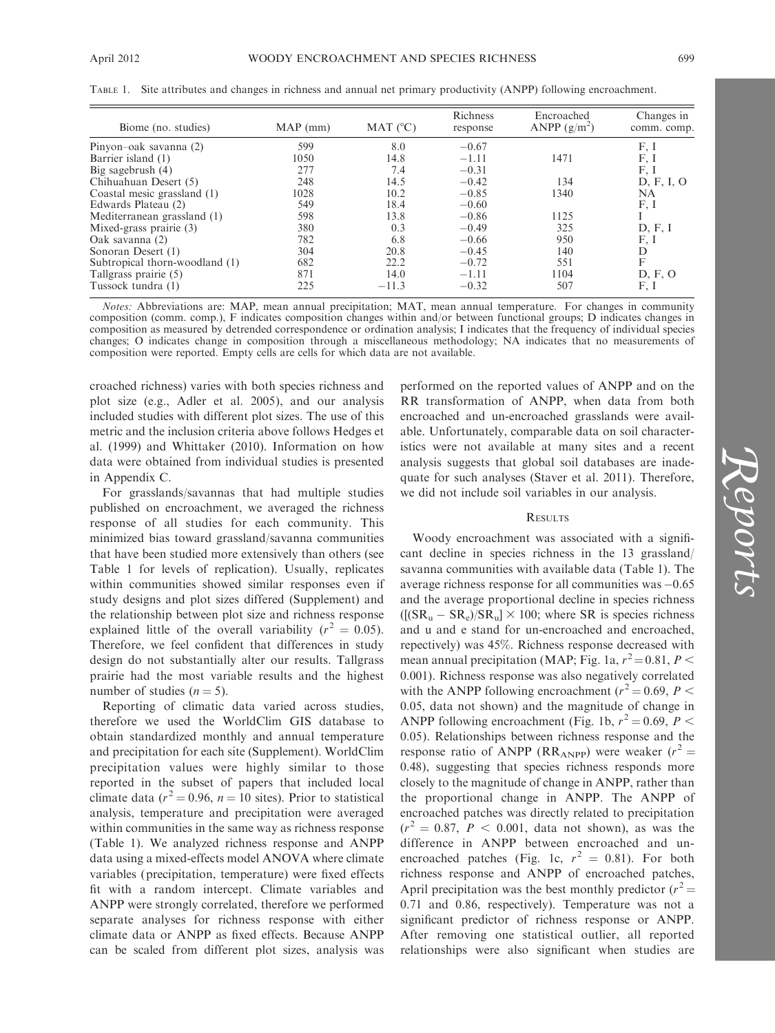TABLE 1. Site attributes and changes in richness and annual net primary productivity (ANPP) following encroachment.

| Biome (no. studies) | MAP (mm) | MAT (°C) | Richness response | Encroached ANPP ($g/m^2$) | Changes in comm. comp. |
|---|---|---|---|---|---|
| Pinyon–oak savanna (2) | 599 | 8.0 | −0.67 | | F, I |
| Barrier island (1) | 1050 | 14.8 | −1.11 | 1471 | F, I |
| Big sagebrush (4) | 277 | 7.4 | −0.31 | | F, I |
| Chihuahuan Desert (5) | 248 | 14.5 | −0.42 | 134 | D, F, I, O |
| Coastal mesic grassland (1) | 1028 | 10.2 | −0.85 | 1340 | NA |
| Edwards Plateau (2) | 549 | 18.4 | −0.60 | | F, I |
| Mediterranean grassland (1) | 598 | 13.8 | −0.86 | 1125 | I |
| Mixed-grass prairie (3) | 380 | 0.3 | −0.49 | 325 | D, F, I |
| Oak savanna (2) | 782 | 6.8 | −0.66 | 950 | F, I |
| Sonoran Desert (1) | 304 | 20.8 | −0.45 | 140 | D |
| Subtropical thorn-woodland (1) | 682 | 22.2 | −0.72 | 551 | F |
| Tallgrass prairie (5) | 871 | 14.0 | −1.11 | 1104 | D, F, O |
| Tussock tundra (1) | 225 | −11.3 | −0.32 | 507 | F, I |

*Notes:* Abbreviations are: MAP, mean annual precipitation; MAT, mean annual temperature. For changes in community composition (comm. comp.), F indicates composition changes within and/or between functional groups; D indicates changes in composition as measured by detrended correspondence or ordination analysis; I indicates that the frequency of individual species changes; O indicates change in composition through a miscellaneous methodology; NA indicates that no measurements of composition were reported. Empty cells are cells for which data are not available.

croached richness) varies with both species richness and plot size (e.g., Adler et al. 2005), and our analysis included studies with different plot sizes. The use of this metric and the inclusion criteria above follows Hedges et al. (1999) and Whittaker (2010). Information on how data were obtained from individual studies is presented in Appendix C.

For grasslands/savannas that had multiple studies published on encroachment, we averaged the richness response of all studies for each community. This minimized bias toward grassland/savanna communities that have been studied more extensively than others (see Table 1 for levels of replication). Usually, replicates within communities showed similar responses even if study designs and plot sizes differed (Supplement) and the relationship between plot size and richness response explained little of the overall variability ($r^2 = 0.05$). Therefore, we feel confident that differences in study design do not substantially alter our results. Tallgrass prairie had the most variable results and the highest number of studies ($n = 5$).

Reporting of climatic data varied across studies, therefore we used the WorldClim GIS database to obtain standardized monthly and annual temperature and precipitation for each site (Supplement). WorldClim precipitation values were highly similar to those reported in the subset of papers that included local climate data ($r^2 = 0.96$, $n = 10$ sites). Prior to statistical analysis, temperature and precipitation were averaged within communities in the same way as richness response (Table 1). We analyzed richness response and ANPP data using a mixed-effects model ANOVA where climate variables (precipitation, temperature) were fixed effects fit with a random intercept. Climate variables and ANPP were strongly correlated, therefore we performed separate analyses for richness response with either climate data or ANPP as fixed effects. Because ANPP can be scaled from different plot sizes, analysis was performed on the reported values of ANPP and on the RR transformation of ANPP, when data from both encroached and un-encroached grasslands were available. Unfortunately, comparable data on soil characteristics were not available at many sites and a recent analysis suggests that global soil databases are inadequate for such analyses (Staver et al. 2011). Therefore, we did not include soil variables in our analysis.

## RESULTS

Woody encroachment was associated with a significant decline in species richness in the 13 grassland/savanna communities with available data (Table 1). The average richness response for all communities was −0.65 and the average proportional decline in species richness ($[(SR_u - SR_e)/SR_u] \times 100$; where SR is species richness and u and e stand for un-encroached and encroached, repectively) was 45%. Richness response decreased with mean annual precipitation (MAP; Fig. 1a, $r^2 = 0.81$, $P < 0.001$). Richness response was also negatively correlated with the ANPP following encroachment ($r^2 = 0.69$, $P < 0.05$, data not shown) and the magnitude of change in ANPP following encroachment (Fig. 1b, $r^2 = 0.69$, $P < 0.05$). Relationships between richness response and the response ratio of ANPP ($RR_{ANPP}$) were weaker ($r^2 = 0.48$), suggesting that species richness responds more closely to the magnitude of change in ANPP, rather than the proportional change in ANPP. The ANPP of encroached patches was directly related to precipitation ($r^2 = 0.87$, $P < 0.001$, data not shown), as was the difference in ANPP between encroached and un-encroached patches (Fig. 1c, $r^2 = 0.81$). For both richness response and ANPP of encroached patches, April precipitation was the best monthly predictor ($r^2 = 0.71$ and 0.86, respectively). Temperature was not a significant predictor of richness response or ANPP. After removing one statistical outlier, all reported relationships were also significant when studies are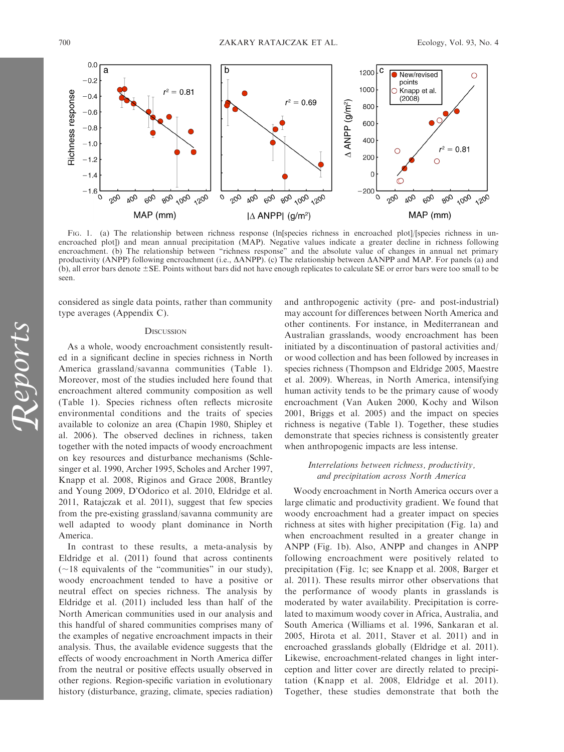Fig. 1. (a) The relationship between richness response (ln[species richness in encroached plot]/[species richness in unencroached plot]) and mean annual precipitation (MAP). Negative values indicate a greater decline in richness following encroachment. (b) The relationship between "richness response" and the absolute value of changes in annual net primary productivity (ANPP) following encroachment (i.e., ΔANPP). (c) The relationship between ΔANPP and MAP. For panels (a) and (b), all error bars denote ±SE. Points without bars did not have enough replicates to calculate SE or error bars were too small to be seen.

considered as single data points, rather than community type averages (Appendix C).

## Discussion

As a whole, woody encroachment consistently resulted in a significant decline in species richness in North America grassland/savanna communities (Table 1). Moreover, most of the studies included here found that encroachment altered community composition as well (Table 1). Species richness often reflects microsite environmental conditions and the traits of species available to colonize an area (Chapin 1980, Shipley et al. 2006). The observed declines in richness, taken together with the noted impacts of woody encroachment on key resources and disturbance mechanisms (Schlesinger et al. 1990, Archer 1995, Scholes and Archer 1997, Knapp et al. 2008, Riginos and Grace 2008, Brantley and Young 2009, D'Odorico et al. 2010, Eldridge et al. 2011, Ratajczak et al. 2011), suggest that few species from the pre-existing grassland/savanna community are well adapted to woody plant dominance in North America.

In contrast to these results, a meta-analysis by Eldridge et al. (2011) found that across continents (~18 equivalents of the "communities" in our study), woody encroachment tended to have a positive or neutral effect on species richness. The analysis by Eldridge et al. (2011) included less than half of the North American communities used in our analysis and this handful of shared communities comprises many of the examples of negative encroachment impacts in their analysis. Thus, the available evidence suggests that the effects of woody encroachment in North America differ from the neutral or positive effects usually observed in other regions. Region-specific variation in evolutionary history (disturbance, grazing, climate, species radiation) and anthropogenic activity (pre- and post-industrial) may account for differences between North America and other continents. For instance, in Mediterranean and Australian grasslands, woody encroachment has been initiated by a discontinuation of pastoral activities and/or wood collection and has been followed by increases in species richness (Thompson and Eldridge 2005, Maestre et al. 2009). Whereas, in North America, intensifying human activity tends to be the primary cause of woody encroachment (Van Auken 2000, Kochy and Wilson 2001, Briggs et al. 2005) and the impact on species richness is negative (Table 1). Together, these studies demonstrate that species richness is consistently greater when anthropogenic impacts are less intense.

### *Interrelations between richness, productivity, and precipitation across North America*

Woody encroachment in North America occurs over a large climatic and productivity gradient. We found that woody encroachment had a greater impact on species richness at sites with higher precipitation (Fig. 1a) and when encroachment resulted in a greater change in ANPP (Fig. 1b). Also, ANPP and changes in ANPP following encroachment were positively related to precipitation (Fig. 1c; see Knapp et al. 2008, Barger et al. 2011). These results mirror other observations that the performance of woody plants in grasslands is moderated by water availability. Precipitation is correlated to maximum woody cover in Africa, Australia, and South America (Williams et al. 1996, Sankaran et al. 2005, Hirota et al. 2011, Staver et al. 2011) and in encroached grasslands globally (Eldridge et al. 2011). Likewise, encroachment-related changes in light interception and litter cover are directly related to precipitation (Knapp et al. 2008, Eldridge et al. 2011). Together, these studies demonstrate that both the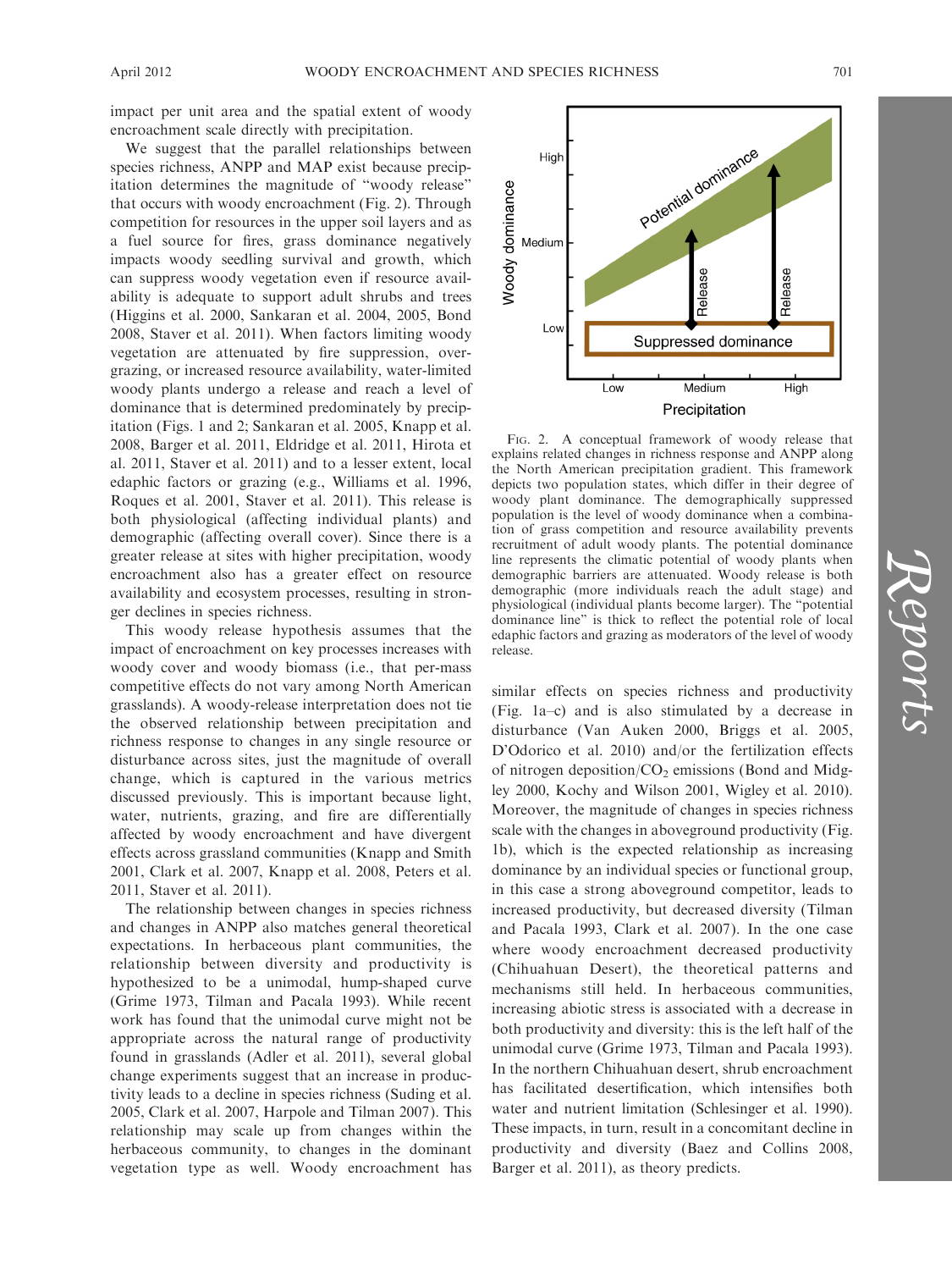impact per unit area and the spatial extent of woody encroachment scale directly with precipitation.

We suggest that the parallel relationships between species richness, ANPP and MAP exist because precipitation determines the magnitude of "woody release" that occurs with woody encroachment (Fig. 2). Through competition for resources in the upper soil layers and as a fuel source for fires, grass dominance negatively impacts woody seedling survival and growth, which can suppress woody vegetation even if resource availability is adequate to support adult shrubs and trees (Higgins et al. 2000, Sankaran et al. 2004, 2005, Bond 2008, Staver et al. 2011). When factors limiting woody vegetation are attenuated by fire suppression, overgrazing, or increased resource availability, water-limited woody plants undergo a release and reach a level of dominance that is determined predominately by precipitation (Figs. 1 and 2; Sankaran et al. 2005, Knapp et al. 2008, Barger et al. 2011, Eldridge et al. 2011, Hirota et al. 2011, Staver et al. 2011) and to a lesser extent, local edaphic factors or grazing (e.g., Williams et al. 1996, Roques et al. 2001, Staver et al. 2011). This release is both physiological (affecting individual plants) and demographic (affecting overall cover). Since there is a greater release at sites with higher precipitation, woody encroachment also has a greater effect on resource availability and ecosystem processes, resulting in stronger declines in species richness.

This woody release hypothesis assumes that the impact of encroachment on key processes increases with woody cover and woody biomass (i.e., that per-mass competitive effects do not vary among North American grasslands). A woody-release interpretation does not tie the observed relationship between precipitation and richness response to changes in any single resource or disturbance across sites, just the magnitude of overall change, which is captured in the various metrics discussed previously. This is important because light, water, nutrients, grazing, and fire are differentially affected by woody encroachment and have divergent effects across grassland communities (Knapp and Smith 2001, Clark et al. 2007, Knapp et al. 2008, Peters et al. 2011, Staver et al. 2011).

The relationship between changes in species richness and changes in ANPP also matches general theoretical expectations. In herbaceous plant communities, the relationship between diversity and productivity is hypothesized to be a unimodal, hump-shaped curve (Grime 1973, Tilman and Pacala 1993). While recent work has found that the unimodal curve might not be appropriate across the natural range of productivity found in grasslands (Adler et al. 2011), several global change experiments suggest that an increase in productivity leads to a decline in species richness (Suding et al. 2005, Clark et al. 2007, Harpole and Tilman 2007). This relationship may scale up from changes within the herbaceous community, to changes in the dominant vegetation type as well. Woody encroachment has

Fig. 2. A conceptual framework of woody release that explains related changes in richness response and ANPP along the North American precipitation gradient. This framework depicts two population states, which differ in their degree of woody plant dominance. The demographically suppressed population is the level of woody dominance when a combination of grass competition and resource availability prevents recruitment of adult woody plants. The potential dominance line represents the climatic potential of woody plants when demographic barriers are attenuated. Woody release is both demographic (more individuals reach the adult stage) and physiological (individual plants become larger). The "potential dominance line" is thick to reflect the potential role of local edaphic factors and grazing as moderators of the level of woody release.

similar effects on species richness and productivity (Fig. 1a–c) and is also stimulated by a decrease in disturbance (Van Auken 2000, Briggs et al. 2005, D'Odorico et al. 2010) and/or the fertilization effects of nitrogen deposition/$CO_2$ emissions (Bond and Midgley 2000, Kochy and Wilson 2001, Wigley et al. 2010). Moreover, the magnitude of changes in species richness scale with the changes in aboveground productivity (Fig. 1b), which is the expected relationship as increasing dominance by an individual species or functional group, in this case a strong aboveground competitor, leads to increased productivity, but decreased diversity (Tilman and Pacala 1993, Clark et al. 2007). In the one case where woody encroachment decreased productivity (Chihuahuan Desert), the theoretical patterns and mechanisms still held. In herbaceous communities, increasing abiotic stress is associated with a decrease in both productivity and diversity: this is the left half of the unimodal curve (Grime 1973, Tilman and Pacala 1993). In the northern Chihuahuan desert, shrub encroachment has facilitated desertification, which intensifies both water and nutrient limitation (Schlesinger et al. 1990). These impacts, in turn, result in a concomitant decline in productivity and diversity (Baez and Collins 2008, Barger et al. 2011), as theory predicts.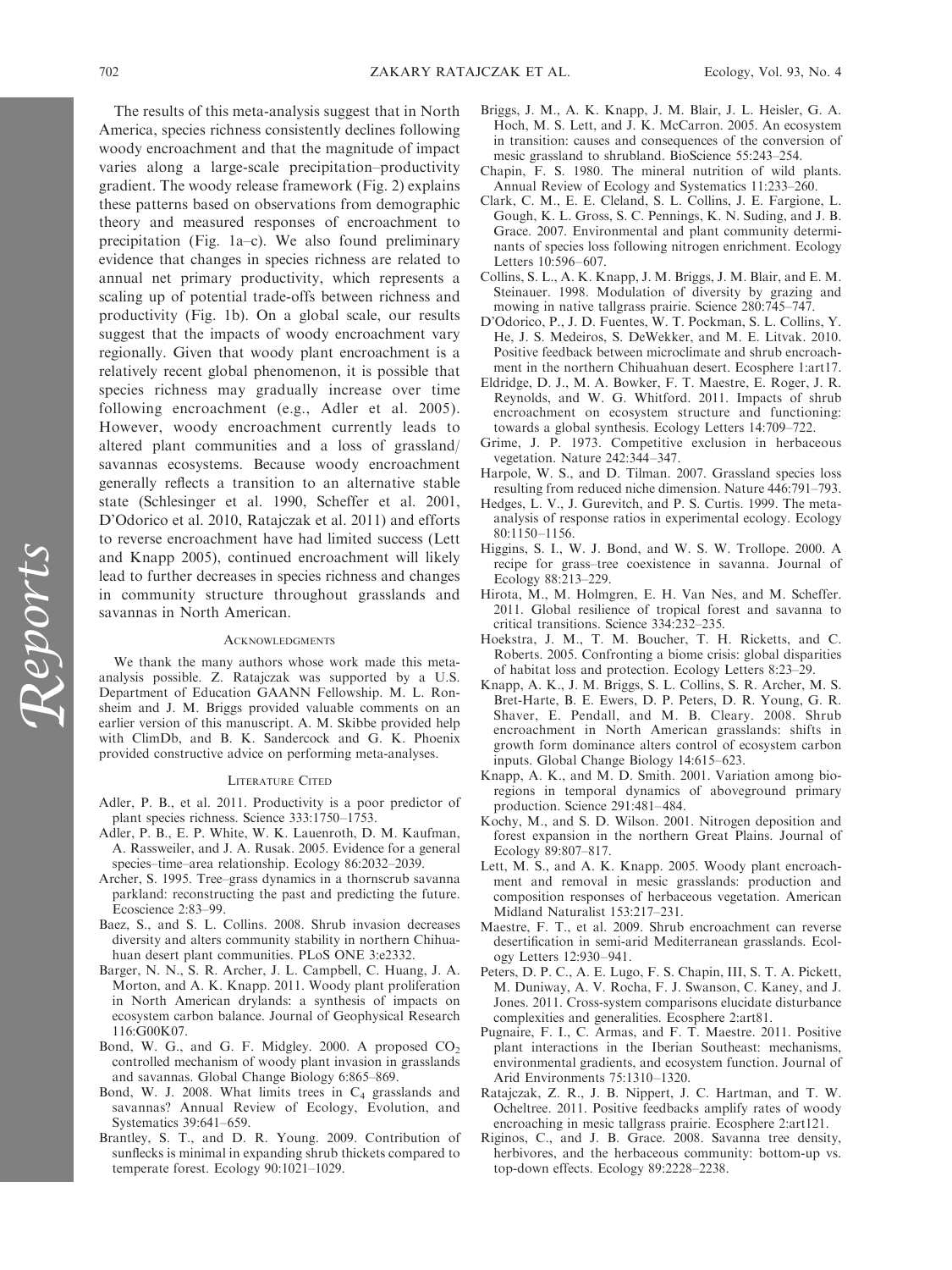The results of this meta-analysis suggest that in North America, species richness consistently declines following woody encroachment and that the magnitude of impact varies along a large-scale precipitation–productivity gradient. The woody release framework (Fig. 2) explains these patterns based on observations from demographic theory and measured responses of encroachment to precipitation (Fig. 1a–c). We also found preliminary evidence that changes in species richness are related to annual net primary productivity, which represents a scaling up of potential trade-offs between richness and productivity (Fig. 1b). On a global scale, our results suggest that the impacts of woody encroachment vary regionally. Given that woody plant encroachment is a relatively recent global phenomenon, it is possible that species richness may gradually increase over time following encroachment (e.g., Adler et al. 2005). However, woody encroachment currently leads to altered plant communities and a loss of grassland/savannas ecosystems. Because woody encroachment generally reflects a transition to an alternative stable state (Schlesinger et al. 1990, Scheffer et al. 2001, D'Odorico et al. 2010, Ratajczak et al. 2011) and efforts to reverse encroachment have had limited success (Lett and Knapp 2005), continued encroachment will likely lead to further decreases in species richness and changes in community structure throughout grasslands and savannas in North American.

## Acknowledgments

We thank the many authors whose work made this meta-analysis possible. Z. Ratajczak was supported by a U.S. Department of Education GAANN Fellowship. M. L. Ronsheim and J. M. Briggs provided valuable comments on an earlier version of this manuscript. A. M. Skibbe provided help with ClimDb, and B. K. Sandercock and G. K. Phoenix provided constructive advice on performing meta-analyses.

## Literature Cited

Adler, P. B., et al. 2011. Productivity is a poor predictor of plant species richness. Science 333:1750–1753.

Adler, P. B., E. P. White, W. K. Lauenroth, D. M. Kaufman, A. Rassweiler, and J. A. Rusak. 2005. Evidence for a general species–time–area relationship. Ecology 86:2032–2039.

Archer, S. 1995. Tree–grass dynamics in a thornscrub savanna parkland: reconstructing the past and predicting the future. Ecoscience 2:83–99.

Baez, S., and S. L. Collins. 2008. Shrub invasion decreases diversity and alters community stability in northern Chihuahuan desert plant communities. PLoS ONE 3:e2332.

Barger, N. N., S. R. Archer, J. L. Campbell, C. Huang, J. A. Morton, and A. K. Knapp. 2011. Woody plant proliferation in North American drylands: a synthesis of impacts on ecosystem carbon balance. Journal of Geophysical Research 116:G00K07.

Bond, W. G., and G. F. Midgley. 2000. A proposed $CO_2$ controlled mechanism of woody plant invasion in grasslands and savannas. Global Change Biology 6:865–869.

Bond, W. J. 2008. What limits trees in $C_4$ grasslands and savannas? Annual Review of Ecology, Evolution, and Systematics 39:641–659.

Brantley, S. T., and D. R. Young. 2009. Contribution of sunflecks is minimal in expanding shrub thickets compared to temperate forest. Ecology 90:1021–1029.

Briggs, J. M., A. K. Knapp, J. M. Blair, J. L. Heisler, G. A. Hoch, M. S. Lett, and J. K. McCarron. 2005. An ecosystem in transition: causes and consequences of the conversion of mesic grassland to shrubland. BioScience 55:243–254.

Chapin, F. S. 1980. The mineral nutrition of wild plants. Annual Review of Ecology and Systematics 11:233–260.

Clark, C. M., E. E. Cleland, S. L. Collins, J. E. Fargione, L. Gough, K. L. Gross, S. C. Pennings, K. N. Suding, and J. B. Grace. 2007. Environmental and plant community determinants of species loss following nitrogen enrichment. Ecology Letters 10:596–607.

Collins, S. L., A. K. Knapp, J. M. Briggs, J. M. Blair, and E. M. Steinauer. 1998. Modulation of diversity by grazing and mowing in native tallgrass prairie. Science 280:745–747.

D'Odorico, P., J. D. Fuentes, W. T. Pockman, S. L. Collins, Y. He, J. S. Medeiros, S. DeWekker, and M. E. Litvak. 2010. Positive feedback between microclimate and shrub encroachment in the northern Chihuahuan desert. Ecosphere 1:art17.

Eldridge, D. J., M. A. Bowker, F. T. Maestre, E. Roger, J. R. Reynolds, and W. G. Whitford. 2011. Impacts of shrub encroachment on ecosystem structure and functioning: towards a global synthesis. Ecology Letters 14:709–722.

Grime, J. P. 1973. Competitive exclusion in herbaceous vegetation. Nature 242:344–347.

Harpole, W. S., and D. Tilman. 2007. Grassland species loss resulting from reduced niche dimension. Nature 446:791–793.

Hedges, L. V., J. Gurevitch, and P. S. Curtis. 1999. The meta-analysis of response ratios in experimental ecology. Ecology 80:1150–1156.

Higgins, S. I., W. J. Bond, and W. S. W. Trollope. 2000. A recipe for grass–tree coexistence in savanna. Journal of Ecology 88:213–229.

Hirota, M., M. Holmgren, E. H. Van Nes, and M. Scheffer. 2011. Global resilience of tropical forest and savanna to critical transitions. Science 334:232–235.

Hoekstra, J. M., T. M. Boucher, T. H. Ricketts, and C. Roberts. 2005. Confronting a biome crisis: global disparities of habitat loss and protection. Ecology Letters 8:23–29.

Knapp, A. K., J. M. Briggs, S. L. Collins, S. R. Archer, M. S. Bret-Harte, B. E. Ewers, D. P. Peters, D. R. Young, G. R. Shaver, E. Pendall, and M. B. Cleary. 2008. Shrub encroachment in North American grasslands: shifts in growth form dominance alters control of ecosystem carbon inputs. Global Change Biology 14:615–623.

Knapp, A. K., and M. D. Smith. 2001. Variation among bioregions in temporal dynamics of aboveground primary production. Science 291:481–484.

Kochy, M., and S. D. Wilson. 2001. Nitrogen deposition and forest expansion in the northern Great Plains. Journal of Ecology 89:807–817.

Lett, M. S., and A. K. Knapp. 2005. Woody plant encroachment and removal in mesic grasslands: production and composition responses of herbaceous vegetation. American Midland Naturalist 153:217–231.

Maestre, F. T., et al. 2009. Shrub encroachment can reverse desertification in semi-arid Mediterranean grasslands. Ecology Letters 12:930–941.

Peters, D. P. C., A. E. Lugo, F. S. Chapin, III, S. T. A. Pickett, M. Duniway, A. V. Rocha, F. J. Swanson, C. Kaney, and J. Jones. 2011. Cross-system comparisons elucidate disturbance complexities and generalities. Ecosphere 2:art81.

Pugnaire, F. I., C. Armas, and F. T. Maestre. 2011. Positive plant interactions in the Iberian Southeast: mechanisms, environmental gradients, and ecosystem function. Journal of Arid Environments 75:1310–1320.

Ratajczak, Z. R., J. B. Nippert, J. C. Hartman, and T. W. Ocheltree. 2011. Positive feedbacks amplify rates of woody encroaching in mesic tallgrass prairie. Ecosphere 2:art121.

Riginos, C., and J. B. Grace. 2008. Savanna tree density, herbivores, and the herbaceous community: bottom-up vs. top-down effects. Ecology 89:2228–2238.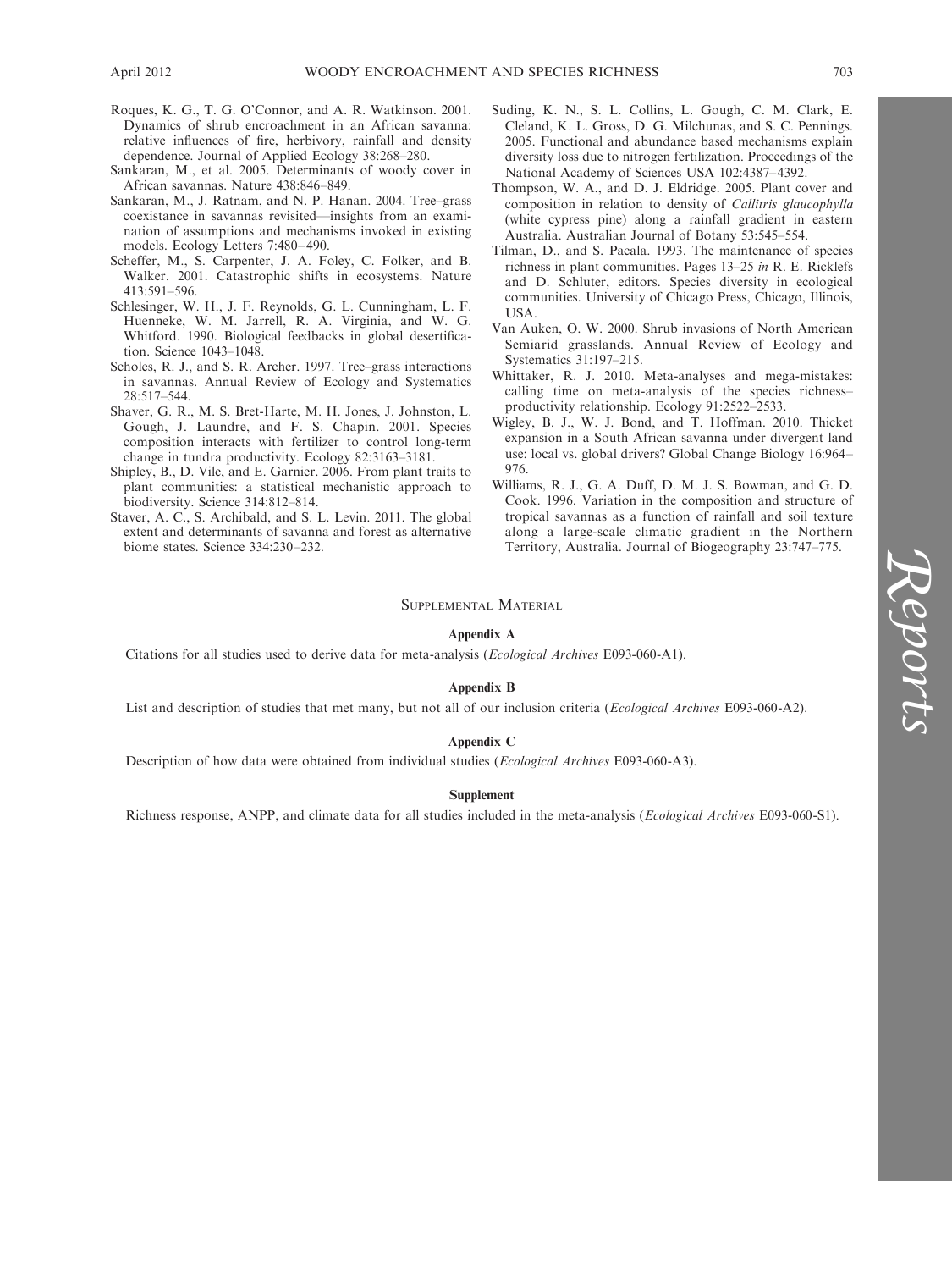Roques, K. G., T. G. O'Connor, and A. R. Watkinson. 2001. Dynamics of shrub encroachment in an African savanna: relative influences of fire, herbivory, rainfall and density dependence. Journal of Applied Ecology 38:268–280.

Sankaran, M., et al. 2005. Determinants of woody cover in African savannas. Nature 438:846–849.

Sankaran, M., J. Ratnam, and N. P. Hanan. 2004. Tree–grass coexistance in savannas revisited—insights from an examination of assumptions and mechanisms invoked in existing models. Ecology Letters 7:480–490.

Scheffer, M., S. Carpenter, J. A. Foley, C. Folker, and B. Walker. 2001. Catastrophic shifts in ecosystems. Nature 413:591–596.

Schlesinger, W. H., J. F. Reynolds, G. L. Cunningham, L. F. Huenneke, W. M. Jarrell, R. A. Virginia, and W. G. Whitford. 1990. Biological feedbacks in global desertification. Science 1043–1048.

Scholes, R. J., and S. R. Archer. 1997. Tree–grass interactions in savannas. Annual Review of Ecology and Systematics 28:517–544.

Shaver, G. R., M. S. Bret-Harte, M. H. Jones, J. Johnston, L. Gough, J. Laundre, and F. S. Chapin. 2001. Species composition interacts with fertilizer to control long-term change in tundra productivity. Ecology 82:3163–3181.

Shipley, B., D. Vile, and E. Garnier. 2006. From plant traits to plant communities: a statistical mechanistic approach to biodiversity. Science 314:812–814.

Staver, A. C., S. Archibald, and S. L. Levin. 2011. The global extent and determinants of savanna and forest as alternative biome states. Science 334:230–232.

Suding, K. N., S. L. Collins, L. Gough, C. M. Clark, E. Cleland, K. L. Gross, D. G. Milchunas, and S. C. Pennings. 2005. Functional and abundance based mechanisms explain diversity loss due to nitrogen fertilization. Proceedings of the National Academy of Sciences USA 102:4387–4392.

Thompson, W. A., and D. J. Eldridge. 2005. Plant cover and composition in relation to density of *Callitris glaucophylla* (white cypress pine) along a rainfall gradient in eastern Australia. Australian Journal of Botany 53:545–554.

Tilman, D., and S. Pacala. 1993. The maintenance of species richness in plant communities. Pages 13–25 *in* R. E. Ricklefs and D. Schluter, editors. Species diversity in ecological communities. University of Chicago Press, Chicago, Illinois, USA.

Van Auken, O. W. 2000. Shrub invasions of North American Semiarid grasslands. Annual Review of Ecology and Systematics 31:197–215.

Whittaker, R. J. 2010. Meta-analyses and mega-mistakes: calling time on meta-analysis of the species richness–productivity relationship. Ecology 91:2522–2533.

Wigley, B. J., W. J. Bond, and T. Hoffman. 2010. Thicket expansion in a South African savanna under divergent land use: local vs. global drivers? Global Change Biology 16:964–976.

Williams, R. J., G. A. Duff, D. M. J. S. Bowman, and G. D. Cook. 1996. Variation in the composition and structure of tropical savannas as a function of rainfall and soil texture along a large-scale climatic gradient in the Northern Territory, Australia. Journal of Biogeography 23:747–775.

## Supplemental Material

### Appendix A

Citations for all studies used to derive data for meta-analysis (*Ecological Archives* E093-060-A1).

### Appendix B

List and description of studies that met many, but not all of our inclusion criteria (*Ecological Archives* E093-060-A2).

### Appendix C

Description of how data were obtained from individual studies (*Ecological Archives* E093-060-A3).

### Supplement

Richness response, ANPP, and climate data for all studies included in the meta-analysis (*Ecological Archives* E093-060-S1).